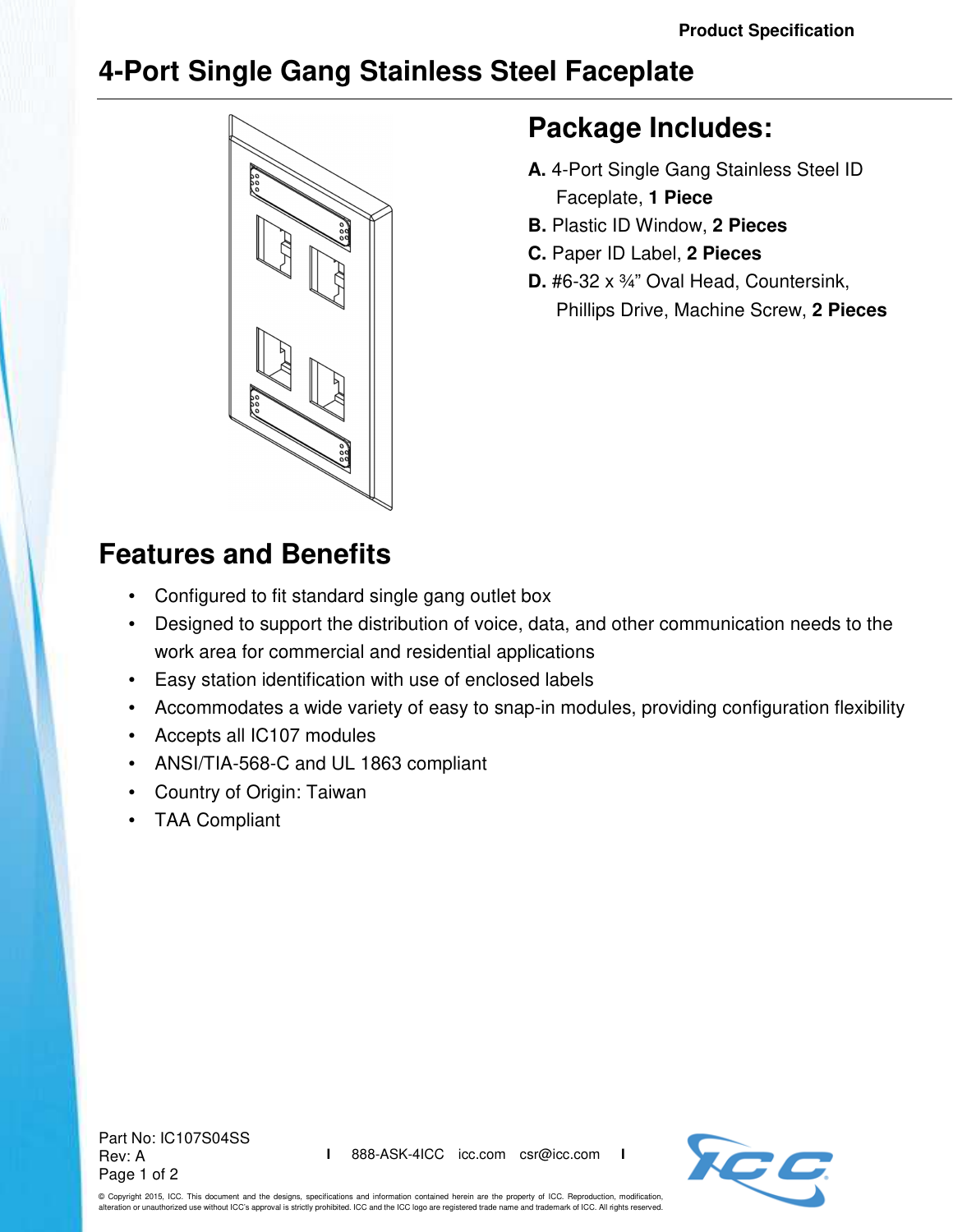Product Specification

# 4-Port Single Gang Stainless Steel Faceplate

## Package Includes:

**A.** 4-Port Single Gang Stainless Steel ID Faceplate, **1 Piece**

**B.** Plastic ID Window, **2 Pieces**

**C.** Paper ID Label, **2 Pieces**

**D.** #6-32 x ¾" Oval Head, Countersink, Phillips Drive, Machine Screw, **2 Pieces**

## Features and Benefits

- Configured to fit standard single gang outlet box
- Designed to support the distribution of voice, data, and other communication needs to the work area for commercial and residential applications
- Easy station identification with use of enclosed labels
- Accommodates a wide variety of easy to snap-in modules, providing configuration flexibility
- Accepts all IC107 modules
- ANSI/TIA-568-C and UL 1863 compliant
- Country of Origin: Taiwan
- TAA Compliant

Part No: IC107S04SS
Rev: A

888-ASK-4ICC icc.com csr@icc.com

© Copyright 2015, ICC. This document and the designs, specifications and information contained herein are the property of ICC. Reproduction, modification, alteration or unauthorized use without ICC's approval is strictly prohibited. ICC and the ICC logo are registered trade name and trademark of ICC. All rights reserved.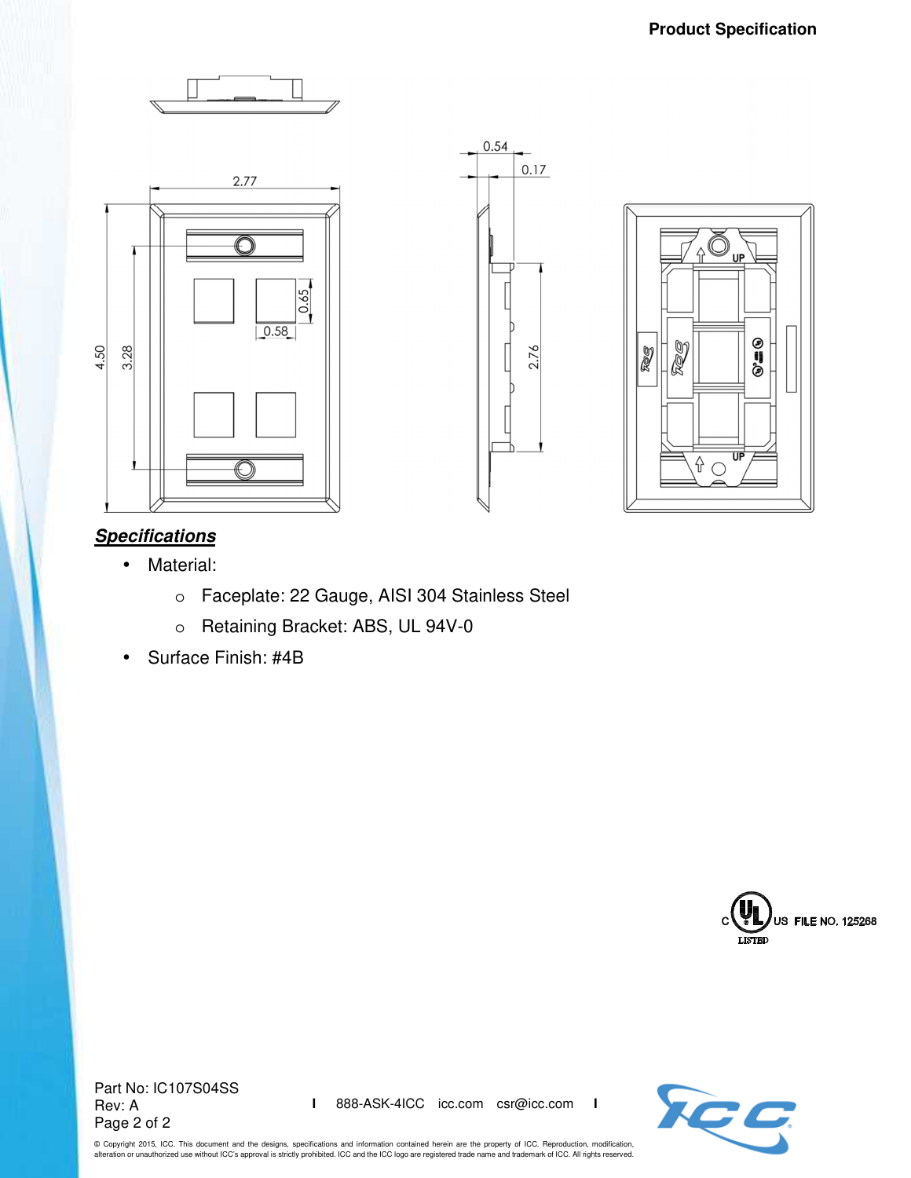Product Specification

2.77

4.50

3.28

0.65

0.58

0.54

0.17

2.76

UP

UP

## ***Specifications***

- Material:
  - Faceplate: 22 Gauge, AISI 304 Stainless Steel
  - Retaining Bracket: ABS, UL 94V-0
- Surface Finish: #4B

C UL US FILE NO. 125268
LISTED

Part No: IC107S04SS
Rev: A

888-ASK-4ICC icc.com csr@icc.com

© Copyright 2015, ICC. This document and the designs, specifications and information contained herein are the property of ICC. Reproduction, modification, alteration or unauthorized use without ICC's approval is strictly prohibited. ICC and the ICC logo are registered trade name and trademark of ICC. All rights reserved.